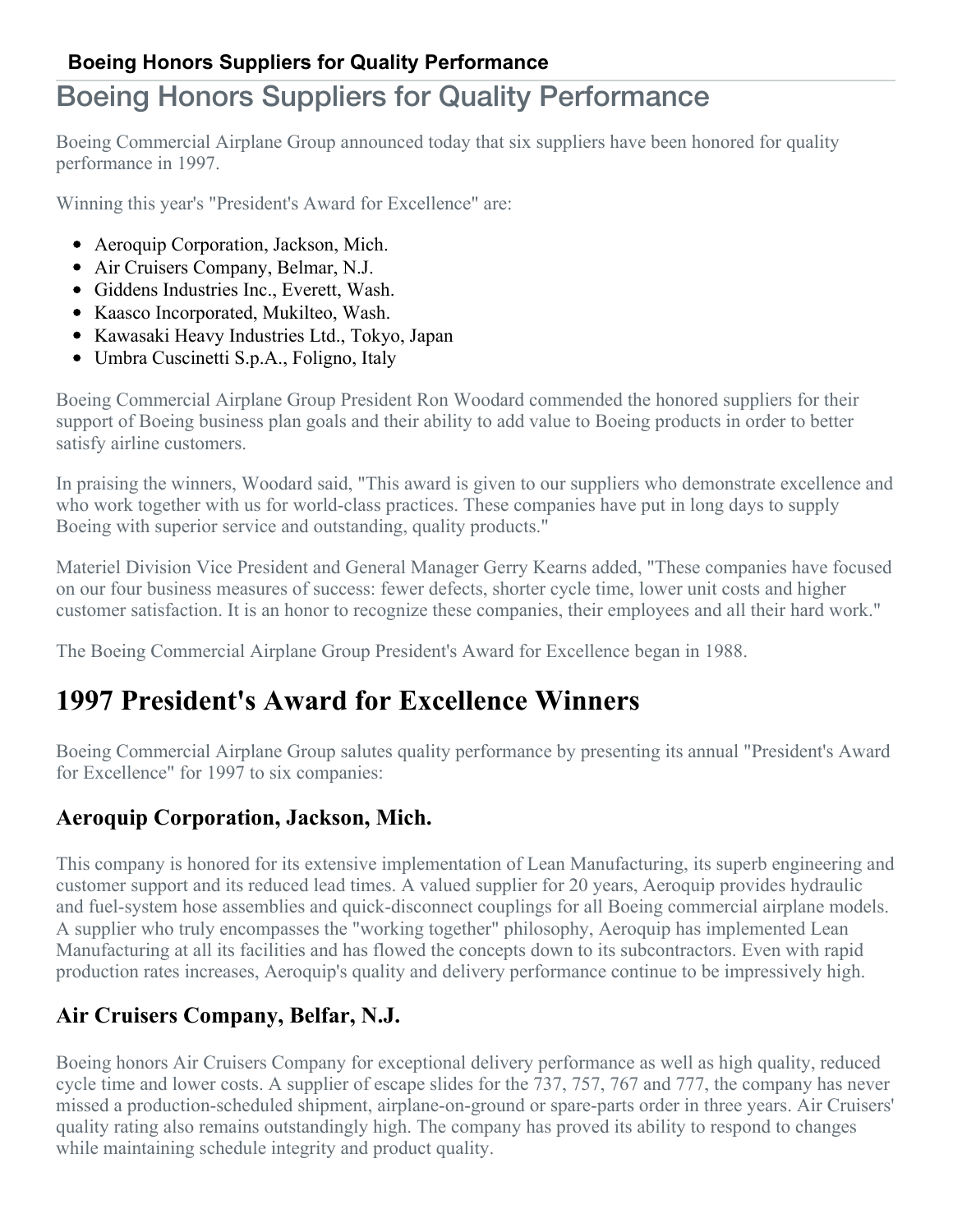# Boeing Honors Suppliers for Quality Performance

Boeing Commercial Airplane Group announced today that six suppliers have been honored for quality performance in 1997.

Winning this year's "President's Award for Excellence" are:

- Aeroquip Corporation, Jackson, Mich.
- Air Cruisers Company, Belmar, N.J.
- Giddens Industries Inc., Everett, Wash.
- Kaasco Incorporated, Mukilteo, Wash.
- Kawasaki Heavy Industries Ltd., Tokyo, Japan
- Umbra Cuscinetti S.p.A., Foligno, Italy

Boeing Commercial Airplane Group President Ron Woodard commended the honored suppliers for their support of Boeing business plan goals and their ability to add value to Boeing products in order to better satisfy airline customers.

In praising the winners, Woodard said, "This award is given to our suppliers who demonstrate excellence and who work together with us for world-class practices. These companies have put in long days to supply Boeing with superior service and outstanding, quality products."

Materiel Division Vice President and General Manager Gerry Kearns added, "These companies have focused on our four business measures of success: fewer defects, shorter cycle time, lower unit costs and higher customer satisfaction. It is an honor to recognize these companies, their employees and all their hard work."

The Boeing Commercial Airplane Group President's Award for Excellence began in 1988.

## 1997 President's Award for Excellence Winners

Boeing Commercial Airplane Group salutes quality performance by presenting its annual "President's Award for Excellence" for 1997 to six companies:

### Aeroquip Corporation, Jackson, Mich.

This company is honored for its extensive implementation of Lean Manufacturing, its superb engineering and customer support and its reduced lead times. A valued supplier for 20 years, Aeroquip provides hydraulic and fuel-system hose assemblies and quick-disconnect couplings for all Boeing commercial airplane models. A supplier who truly encompasses the "working together" philosophy, Aeroquip has implemented Lean Manufacturing at all its facilities and has flowed the concepts down to its subcontractors. Even with rapid production rates increases, Aeroquip's quality and delivery performance continue to be impressively high.

### Air Cruisers Company, Belfar, N.J.

Boeing honors Air Cruisers Company for exceptional delivery performance as well as high quality, reduced cycle time and lower costs. A supplier of escape slides for the 737, 757, 767 and 777, the company has never missed a production-scheduled shipment, airplane-on-ground or spare-parts order in three years. Air Cruisers' quality rating also remains outstandingly high. The company has proved its ability to respond to changes while maintaining schedule integrity and product quality.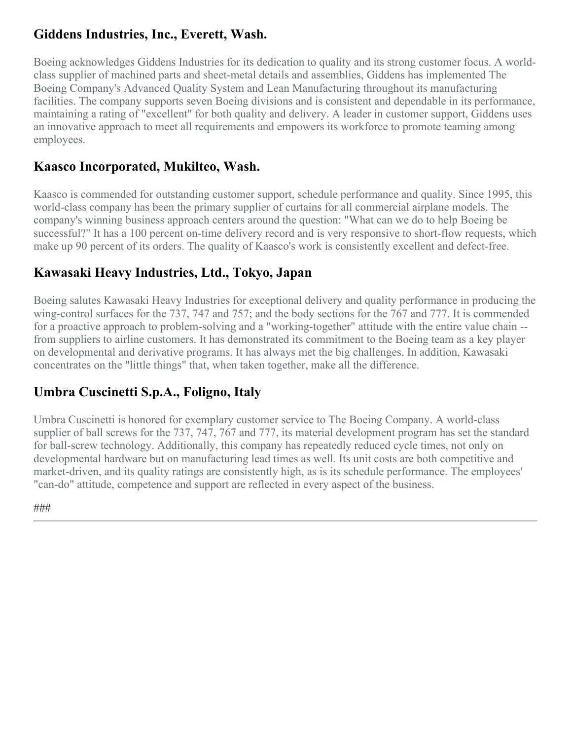## Giddens Industries, Inc., Everett, Wash.

Boeing acknowledges Giddens Industries for its dedication to quality and its strong customer focus. A world-class supplier of machined parts and sheet-metal details and assemblies, Giddens has implemented The Boeing Company's Advanced Quality System and Lean Manufacturing throughout its manufacturing facilities. The company supports seven Boeing divisions and is consistent and dependable in its performance, maintaining a rating of "excellent" for both quality and delivery. A leader in customer support, Giddens uses an innovative approach to meet all requirements and empowers its workforce to promote teaming among employees.

## Kaasco Incorporated, Mukilteo, Wash.

Kaasco is commended for outstanding customer support, schedule performance and quality. Since 1995, this world-class company has been the primary supplier of curtains for all commercial airplane models. The company's winning business approach centers around the question: "What can we do to help Boeing be successful?" It has a 100 percent on-time delivery record and is very responsive to short-flow requests, which make up 90 percent of its orders. The quality of Kaasco's work is consistently excellent and defect-free.

## Kawasaki Heavy Industries, Ltd., Tokyo, Japan

Boeing salutes Kawasaki Heavy Industries for exceptional delivery and quality performance in producing the wing-control surfaces for the 737, 747 and 757; and the body sections for the 767 and 777. It is commended for a proactive approach to problem-solving and a "working-together" attitude with the entire value chain -- from suppliers to airline customers. It has demonstrated its commitment to the Boeing team as a key player on developmental and derivative programs. It has always met the big challenges. In addition, Kawasaki concentrates on the "little things" that, when taken together, make all the difference.

## Umbra Cuscinetti S.p.A., Foligno, Italy

Umbra Cuscinetti is honored for exemplary customer service to The Boeing Company. A world-class supplier of ball screws for the 737, 747, 767 and 777, its material development program has set the standard for ball-screw technology. Additionally, this company has repeatedly reduced cycle times, not only on developmental hardware but on manufacturing lead times as well. Its unit costs are both competitive and market-driven, and its quality ratings are consistently high, as is its schedule performance. The employees' "can-do" attitude, competence and support are reflected in every aspect of the business.

###